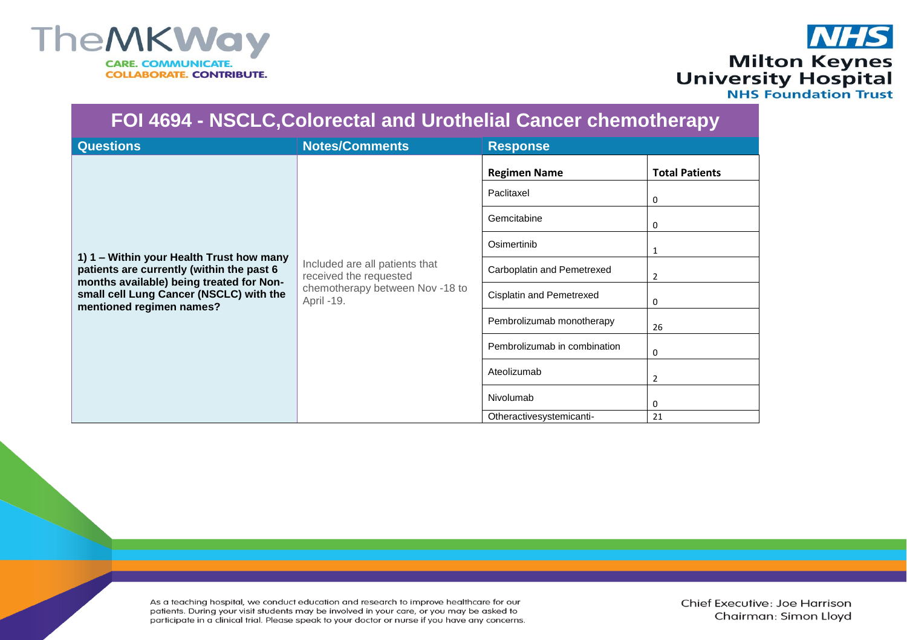# FOI 4694 - NSCLC,Colorectal and Urothelial Cancer chemotherapy

| Questions | Notes/Comments | Response | |
|---|---|---|---|
| | | **Regimen Name** | **Total Patients** |
| **1) 1 – Within your Health Trust how many patients are currently (within the past 6 months available) being treated for Non-small cell Lung Cancer (NSCLC) with the mentioned regimen names?** | Included are all patients that received the requested chemotherapy between Nov -18 to April -19. | Paclitaxel | 0 |
| | | Gemcitabine | 0 |
| | | Osimertinib | 1 |
| | | Carboplatin and Pemetrexed | 2 |
| | | Cisplatin and Pemetrexed | 0 |
| | | Pembrolizumab monotherapy | 26 |
| | | Pembrolizumab in combination | 0 |
| | | Ateolizumab | 2 |
| | | Nivolumab | 0 |
| | | Otheractivesystemicanti- | 21 |

As a teaching hospital, we conduct education and research to improve healthcare for our patients. During your visit students may be involved in your care, or you may be asked to participate in a clinical trial. Please speak to your doctor or nurse if you have any concerns.

Chief Executive: Joe Harrison
Chairman: Simon Lloyd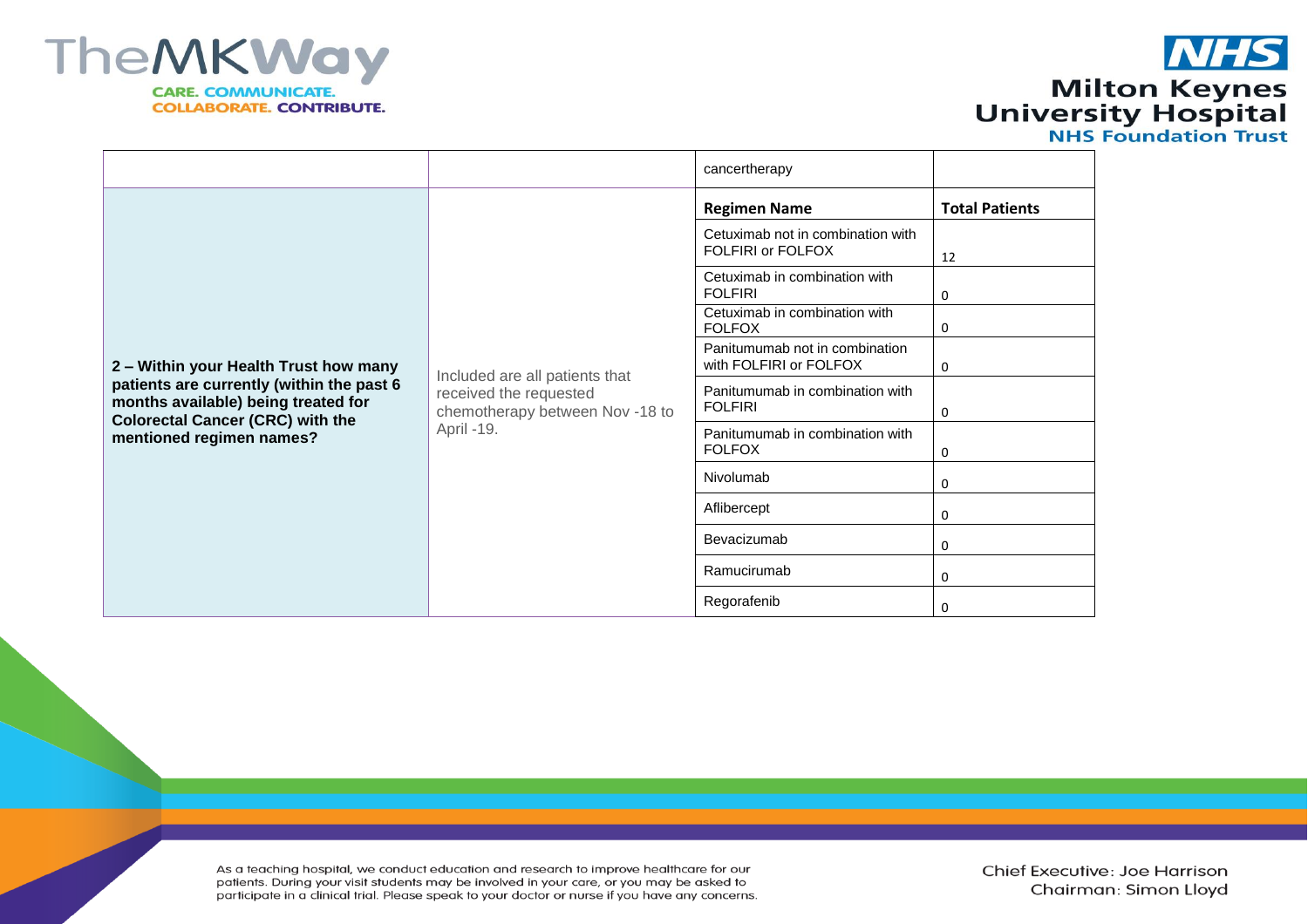| | | cancertherapy | |
|---|---|---|---|
| **2 – Within your Health Trust how many patients are currently (within the past 6 months available) being treated for Colorectal Cancer (CRC) with the mentioned regimen names?** | Included are all patients that received the requested chemotherapy between Nov -18 to April -19. | **Regimen Name** | **Total Patients** |
| | | Cetuximab not in combination with FOLFIRI or FOLFOX | 12 |
| | | Cetuximab in combination with FOLFIRI | 0 |
| | | Cetuximab in combination with FOLFOX | 0 |
| | | Panitumumab not in combination with FOLFIRI or FOLFOX | 0 |
| | | Panitumumab in combination with FOLFIRI | 0 |
| | | Panitumumab in combination with FOLFOX | 0 |
| | | Nivolumab | 0 |
| | | Aflibercept | 0 |
| | | Bevacizumab | 0 |
| | | Ramucirumab | 0 |
| | | Regorafenib | 0 |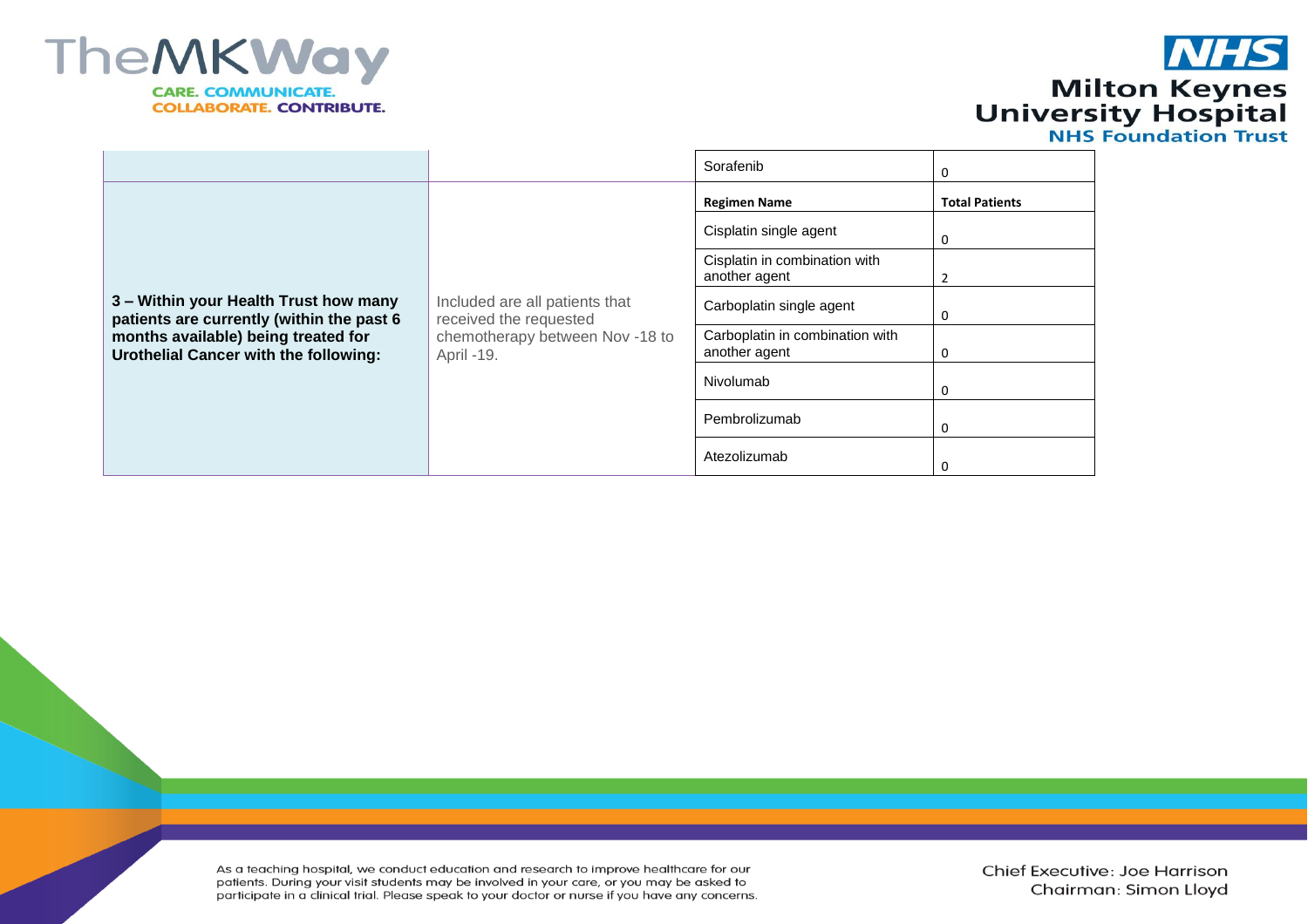| | | | |
|---|---|---|---|
| | | Sorafenib | 0 |
| **3 – Within your Health Trust how many patients are currently (within the past 6 months available) being treated for Urothelial Cancer with the following:** | Included are all patients that received the requested chemotherapy between Nov -18 to April -19. | **Regimen Name** | **Total Patients** |
| | | Cisplatin single agent | 0 |
| | | Cisplatin in combination with another agent | 2 |
| | | Carboplatin single agent | 0 |
| | | Carboplatin in combination with another agent | 0 |
| | | Nivolumab | 0 |
| | | Pembrolizumab | 0 |
| | | Atezolizumab | 0 |